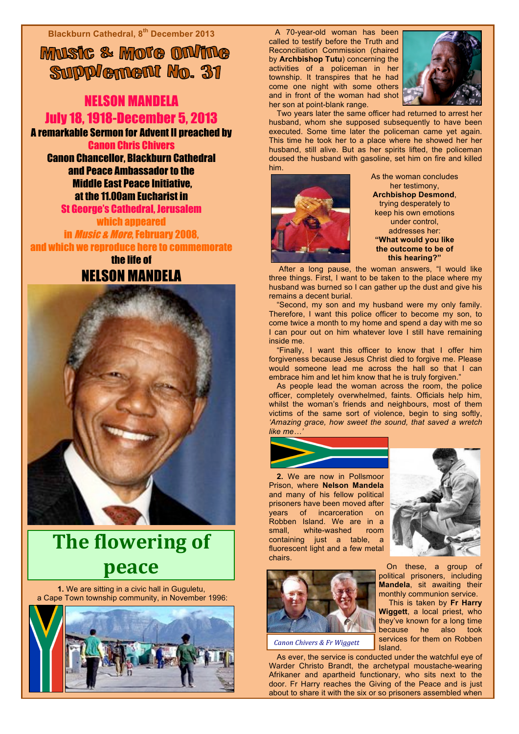Blackburn Cathedral, 8th December 2013

# Music & More Online Supplement No. 31

## NELSON MANDELA
## July 18, 1918-December 5, 2013

**A remarkable Sermon for Advent II preached by Canon Chris Chivers Canon Chancellor, Blackburn Cathedral and Peace Ambassador to the Middle East Peace Initiative, at the 11.00am Eucharist in St George's Cathedral, Jerusalem which appeared in *Music & More*, February 2008, and which we reproduce here to commemorate the life of**

## NELSON MANDELA

# The flowering of peace

**1.** We are sitting in a civic hall in Guguletu, a Cape Town township community, in November 1996:

A 70-year-old woman has been called to testify before the Truth and Reconciliation Commission (chaired by **Archbishop Tutu**) concerning the activities of a policeman in her township. It transpires that he had come one night with some others and in front of the woman had shot her son at point-blank range.

Two years later the same officer had returned to arrest her husband, whom she supposed subsequently to have been executed. Some time later the policeman came yet again. This time he took her to a place where he showed her her husband, still alive. But as her spirits lifted, the policeman doused the husband with gasoline, set him on fire and killed him.

As the woman concludes her testimony, **Archbishop Desmond**, trying desperately to keep his own emotions under control, addresses her: **"What would you like the outcome to be of this hearing?"**

After a long pause, the woman answers, "I would like three things. First, I want to be taken to the place where my husband was burned so I can gather up the dust and give his remains a decent burial.

"Second, my son and my husband were my only family. Therefore, I want this police officer to become my son, to come twice a month to my home and spend a day with me so I can pour out on him whatever love I still have remaining inside me.

"Finally, I want this officer to know that I offer him forgiveness because Jesus Christ died to forgive me. Please would someone lead me across the hall so that I can embrace him and let him know that he is truly forgiven."

As people lead the woman across the room, the police officer, completely overwhelmed, faints. Officials help him, whilst the woman's friends and neighbours, most of them victims of the same sort of violence, begin to sing softly, *'Amazing grace, how sweet the sound, that saved a wretch like me…'*

**2.** We are now in Pollsmoor Prison, where **Nelson Mandela** and many of his fellow political prisoners have been moved after years of incarceration on Robben Island. We are in a small, white-washed room containing just a table, a fluorescent light and a few metal chairs.

On these, a group of political prisoners, including **Mandela**, sit awaiting their monthly communion service.

This is taken by **Fr Harry Wiggett**, a local priest, who they've known for a long time because he also took services for them on Robben Island.

*Canon Chivers & Fr Wiggett*

As ever, the service is conducted under the watchful eye of Warder Christo Brandt, the archetypal moustache-wearing Afrikaner and apartheid functionary, who sits next to the door. Fr Harry reaches the Giving of the Peace and is just about to share it with the six or so prisoners assembled when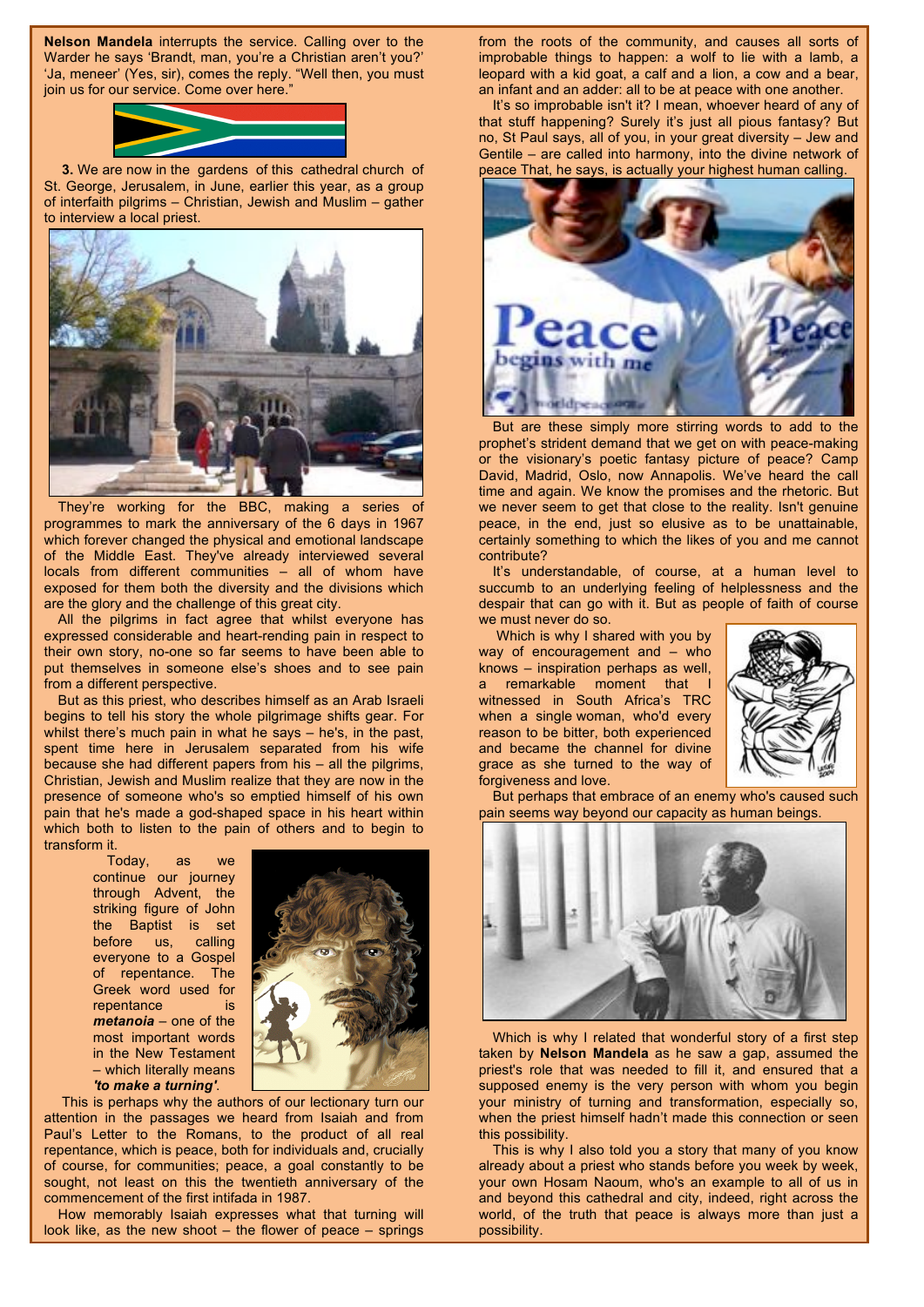**Nelson Mandela** interrupts the service. Calling over to the Warder he says 'Brandt, man, you're a Christian aren't you?' 'Ja, meneer' (Yes, sir), comes the reply. "Well then, you must join us for our service. Come over here."

**3.** We are now in the gardens of this cathedral church of St. George, Jerusalem, in June, earlier this year, as a group of interfaith pilgrims – Christian, Jewish and Muslim – gather to interview a local priest.

They're working for the BBC, making a series of programmes to mark the anniversary of the 6 days in 1967 which forever changed the physical and emotional landscape of the Middle East. They've already interviewed several locals from different communities – all of whom have exposed for them both the diversity and the divisions which are the glory and the challenge of this great city.

All the pilgrims in fact agree that whilst everyone has expressed considerable and heart-rending pain in respect to their own story, no-one so far seems to have been able to put themselves in someone else's shoes and to see pain from a different perspective.

But as this priest, who describes himself as an Arab Israeli begins to tell his story the whole pilgrimage shifts gear. For whilst there's much pain in what he says – he's, in the past, spent time here in Jerusalem separated from his wife because she had different papers from his – all the pilgrims, Christian, Jewish and Muslim realize that they are now in the presence of someone who's so emptied himself of his own pain that he's made a god-shaped space in his heart within which both to listen to the pain of others and to begin to transform it.

Today, as we continue our journey through Advent, the striking figure of John the Baptist is set before us, calling everyone to a Gospel of repentance. The Greek word used for repentance is ***metanoia*** – one of the most important words in the New Testament – which literally means ***'to make a turning'***.

This is perhaps why the authors of our lectionary turn our attention in the passages we heard from Isaiah and from Paul's Letter to the Romans, to the product of all real repentance, which is peace, both for individuals and, crucially of course, for communities; peace, a goal constantly to be sought, not least on this the twentieth anniversary of the commencement of the first intifada in 1987.

How memorably Isaiah expresses what that turning will look like, as the new shoot – the flower of peace – springs from the roots of the community, and causes all sorts of improbable things to happen: a wolf to lie with a lamb, a leopard with a kid goat, a calf and a lion, a cow and a bear, an infant and an adder: all to be at peace with one another.

It's so improbable isn't it? I mean, whoever heard of any of that stuff happening? Surely it's just all pious fantasy? But no, St Paul says, all of you, in your great diversity – Jew and Gentile – are called into harmony, into the divine network of peace That, he says, is actually your highest human calling.

But are these simply more stirring words to add to the prophet's strident demand that we get on with peace-making or the visionary's poetic fantasy picture of peace? Camp David, Madrid, Oslo, now Annapolis. We've heard the call time and again. We know the promises and the rhetoric. But we never seem to get that close to the reality. Isn't genuine peace, in the end, just so elusive as to be unattainable, certainly something to which the likes of you and me cannot contribute?

It's understandable, of course, at a human level to succumb to an underlying feeling of helplessness and the despair that can go with it. But as people of faith of course we must never do so.

Which is why I shared with you by way of encouragement and – who knows – inspiration perhaps as well, a remarkable moment that I witnessed in South Africa's TRC when a single woman, who'd every reason to be bitter, both experienced and became the channel for divine grace as she turned to the way of forgiveness and love.

But perhaps that embrace of an enemy who's caused such pain seems way beyond our capacity as human beings.

Which is why I related that wonderful story of a first step taken by **Nelson Mandela** as he saw a gap, assumed the priest's role that was needed to fill it, and ensured that a supposed enemy is the very person with whom you begin your ministry of turning and transformation, especially so, when the priest himself hadn't made this connection or seen this possibility.

This is why I also told you a story that many of you know already about a priest who stands before you week by week, your own Hosam Naoum, who's an example to all of us in and beyond this cathedral and city, indeed, right across the world, of the truth that peace is always more than just a possibility.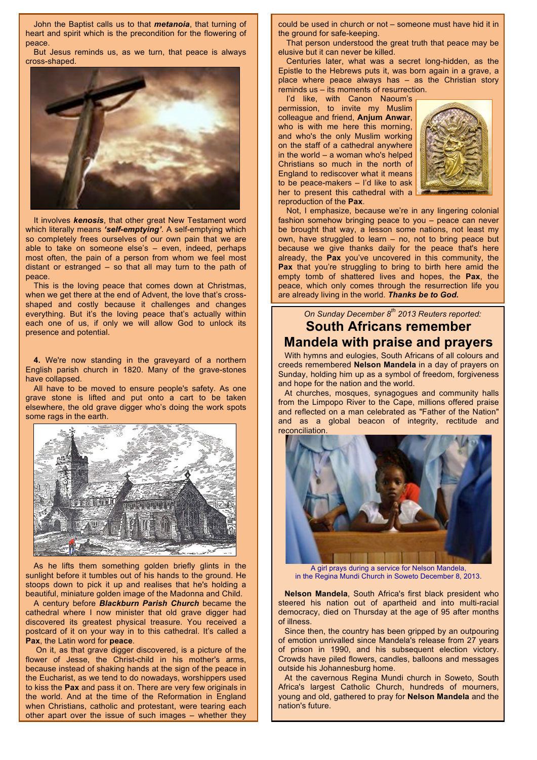John the Baptist calls us to that ***metanoia***, that turning of heart and spirit which is the precondition for the flowering of peace.

But Jesus reminds us, as we turn, that peace is always cross-shaped.

It involves ***kenosis***, that other great New Testament word which literally means ***'self-emptying'***. A self-emptying which so completely frees ourselves of our own pain that we are able to take on someone else's – even, indeed, perhaps most often, the pain of a person from whom we feel most distant or estranged – so that all may turn to the path of peace.

This is the loving peace that comes down at Christmas, when we get there at the end of Advent, the love that's cross-shaped and costly because it challenges and changes everything. But it's the loving peace that's actually within each one of us, if only we will allow God to unlock its presence and potential.

**4.** We're now standing in the graveyard of a northern English parish church in 1820. Many of the grave-stones have collapsed.

All have to be moved to ensure people's safety. As one grave stone is lifted and put onto a cart to be taken elsewhere, the old grave digger who's doing the work spots some rags in the earth.

As he lifts them something golden briefly glints in the sunlight before it tumbles out of his hands to the ground. He stoops down to pick it up and realises that he's holding a beautiful, miniature golden image of the Madonna and Child.

A century before ***Blackburn Parish Church*** became the cathedral where I now minister that old grave digger had discovered its greatest physical treasure. You received a postcard of it on your way in to this cathedral. It's called a **Pax**, the Latin word for **peace**.

On it, as that grave digger discovered, is a picture of the flower of Jesse, the Christ-child in his mother's arms, because instead of shaking hands at the sign of the peace in the Eucharist, as we tend to do nowadays, worshippers used to kiss the **Pax** and pass it on. There are very few originals in the world. And at the time of the Reformation in England when Christians, catholic and protestant, were tearing each other apart over the issue of such images – whether they could be used in church or not – someone must have hid it in the ground for safe-keeping.

That person understood the great truth that peace may be elusive but it can never be killed.

Centuries later, what was a secret long-hidden, as the Epistle to the Hebrews puts it, was born again in a grave, a place where peace always has – as the Christian story reminds us – its moments of resurrection.

I'd like, with Canon Naoum's permission, to invite my Muslim colleague and friend, **Anjum Anwar**, who is with me here this morning, and who's the only Muslim working on the staff of a cathedral anywhere in the world – a woman who's helped Christians so much in the north of England to rediscover what it means to be peace-makers – I'd like to ask her to present this cathedral with a reproduction of the **Pax**.

Not, I emphasize, because we're in any lingering colonial fashion somehow bringing peace to you – peace can never be brought that way, a lesson some nations, not least my own, have struggled to learn – no, not to bring peace but because we give thanks daily for the peace that's here already, the **Pax** you've uncovered in this community, the **Pax** that you're struggling to bring to birth here amid the empty tomb of shattered lives and hopes, the **Pax**, the peace, which only comes through the resurrection life you are already living in the world. ***Thanks be to God.***

*On Sunday December 8th 2013 Reuters reported:*

## South Africans remember Mandela with praise and prayers

With hymns and eulogies, South Africans of all colours and creeds remembered **Nelson Mandela** in a day of prayers on Sunday, holding him up as a symbol of freedom, forgiveness and hope for the nation and the world.

At churches, mosques, synagogues and community halls from the Limpopo River to the Cape, millions offered praise and reflected on a man celebrated as "Father of the Nation" and as a global beacon of integrity, rectitude and reconciliation.

A girl prays during a service for Nelson Mandela, in the Regina Mundi Church in Soweto December 8, 2013.

**Nelson Mandela**, South Africa's first black president who steered his nation out of apartheid and into multi-racial democracy, died on Thursday at the age of 95 after months of illness.

Since then, the country has been gripped by an outpouring of emotion unrivalled since Mandela's release from 27 years of prison in 1990, and his subsequent election victory. Crowds have piled flowers, candles, balloons and messages outside his Johannesburg home.

At the cavernous Regina Mundi church in Soweto, South Africa's largest Catholic Church, hundreds of mourners, young and old, gathered to pray for **Nelson Mandela** and the nation's future.